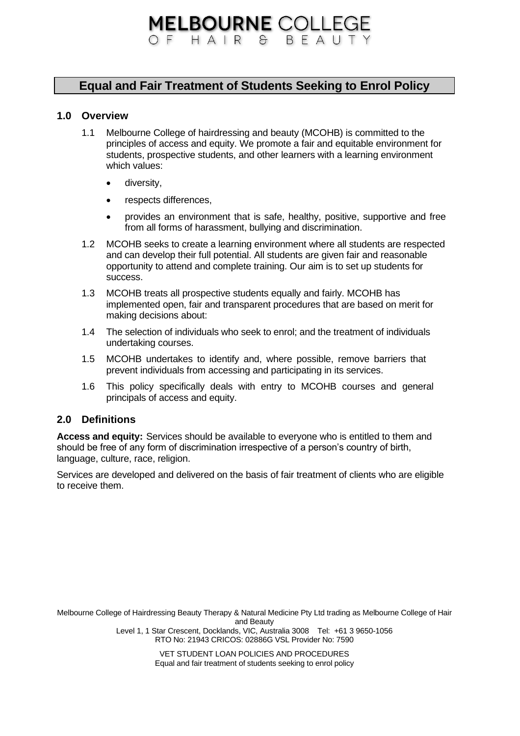# MELBOURNE COLLEGE OF HAIR & BEAUTY

## Equal and Fair Treatment of Students Seeking to Enrol Policy

### 1.0 Overview

1.1 Melbourne College of hairdressing and beauty (MCOHB) is committed to the principles of access and equity. We promote a fair and equitable environment for students, prospective students, and other learners with a learning environment which values:

- diversity,
- respects differences,
- provides an environment that is safe, healthy, positive, supportive and free from all forms of harassment, bullying and discrimination.

1.2 MCOHB seeks to create a learning environment where all students are respected and can develop their full potential. All students are given fair and reasonable opportunity to attend and complete training. Our aim is to set up students for success.

1.3 MCOHB treats all prospective students equally and fairly. MCOHB has implemented open, fair and transparent procedures that are based on merit for making decisions about:

1.4 The selection of individuals who seek to enrol; and the treatment of individuals undertaking courses.

1.5 MCOHB undertakes to identify and, where possible, remove barriers that prevent individuals from accessing and participating in its services.

1.6 This policy specifically deals with entry to MCOHB courses and general principals of access and equity.

### 2.0 Definitions

**Access and equity:** Services should be available to everyone who is entitled to them and should be free of any form of discrimination irrespective of a person's country of birth, language, culture, race, religion.

Services are developed and delivered on the basis of fair treatment of clients who are eligible to receive them.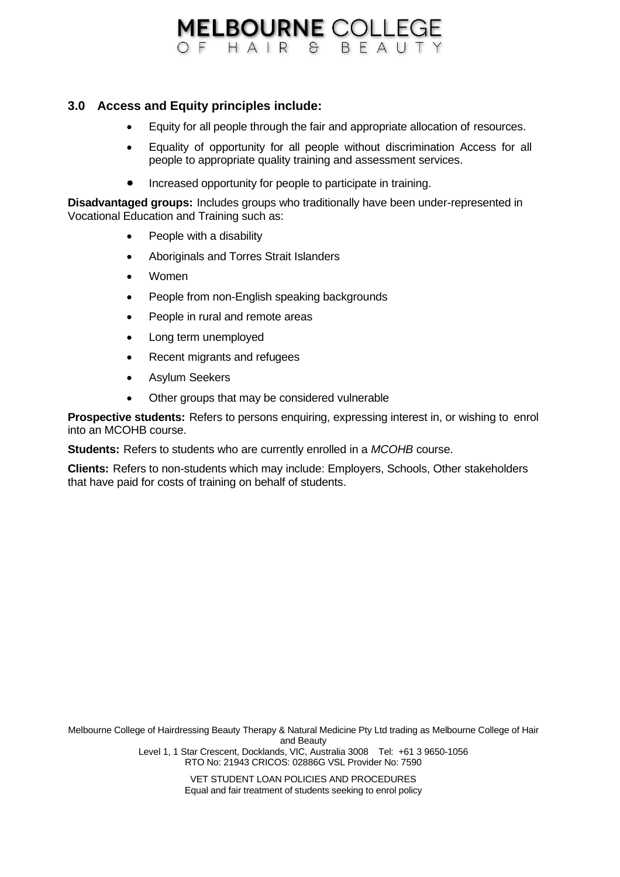## 3.0 Access and Equity principles include:

- Equity for all people through the fair and appropriate allocation of resources.
- Equality of opportunity for all people without discrimination Access for all people to appropriate quality training and assessment services.
- Increased opportunity for people to participate in training.

**Disadvantaged groups:** Includes groups who traditionally have been under-represented in Vocational Education and Training such as:

- People with a disability
- Aboriginals and Torres Strait Islanders
- Women
- People from non-English speaking backgrounds
- People in rural and remote areas
- Long term unemployed
- Recent migrants and refugees
- Asylum Seekers
- Other groups that may be considered vulnerable

**Prospective students:** Refers to persons enquiring, expressing interest in, or wishing to enrol into an MCOHB course.

**Students:** Refers to students who are currently enrolled in a *MCOHB* course.

**Clients:** Refers to non-students which may include: Employers, Schools, Other stakeholders that have paid for costs of training on behalf of students.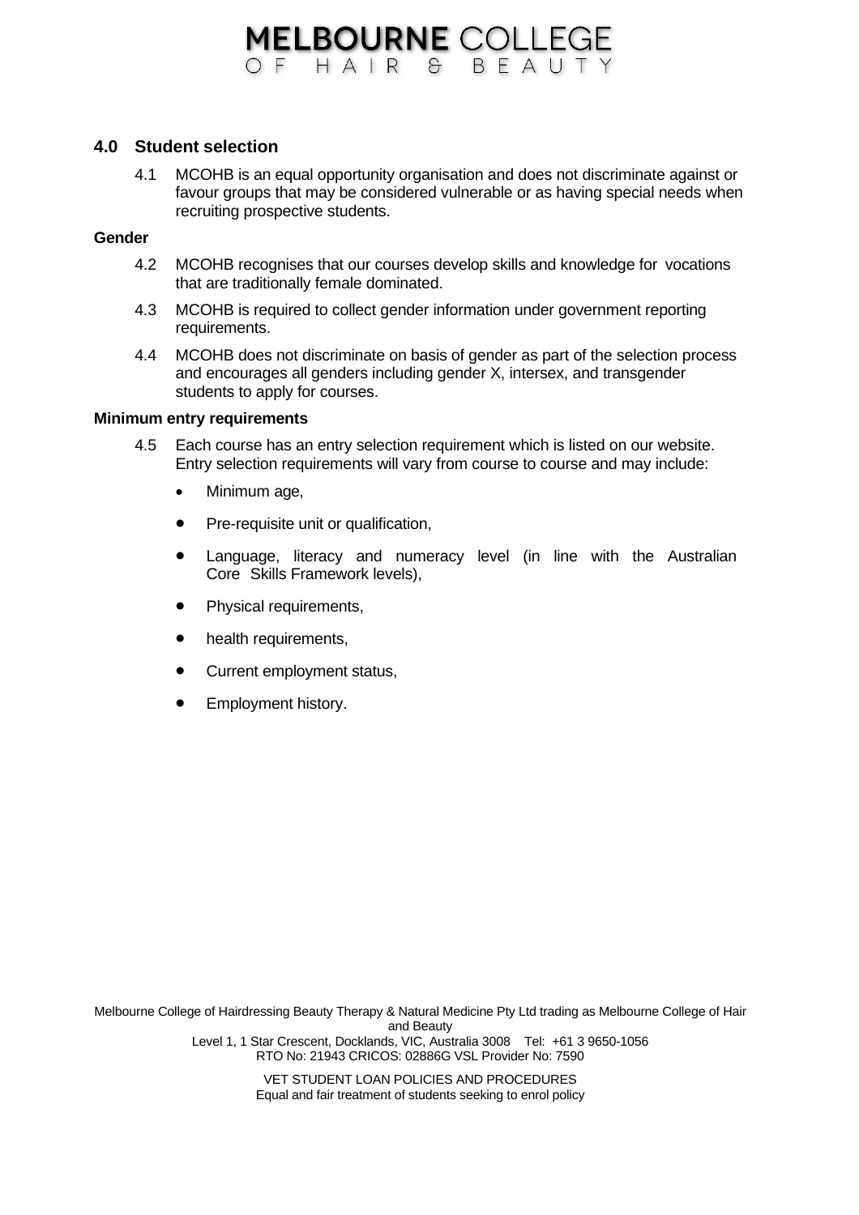## 4.0 Student selection

4.1 MCOHB is an equal opportunity organisation and does not discriminate against or favour groups that may be considered vulnerable or as having special needs when recruiting prospective students.

**Gender**

4.2 MCOHB recognises that our courses develop skills and knowledge for vocations that are traditionally female dominated.

4.3 MCOHB is required to collect gender information under government reporting requirements.

4.4 MCOHB does not discriminate on basis of gender as part of the selection process and encourages all genders including gender X, intersex, and transgender students to apply for courses.

**Minimum entry requirements**

4.5 Each course has an entry selection requirement which is listed on our website. Entry selection requirements will vary from course to course and may include:

- Minimum age,
- Pre-requisite unit or qualification,
- Language, literacy and numeracy level (in line with the Australian Core Skills Framework levels),
- Physical requirements,
- health requirements,
- Current employment status,
- Employment history.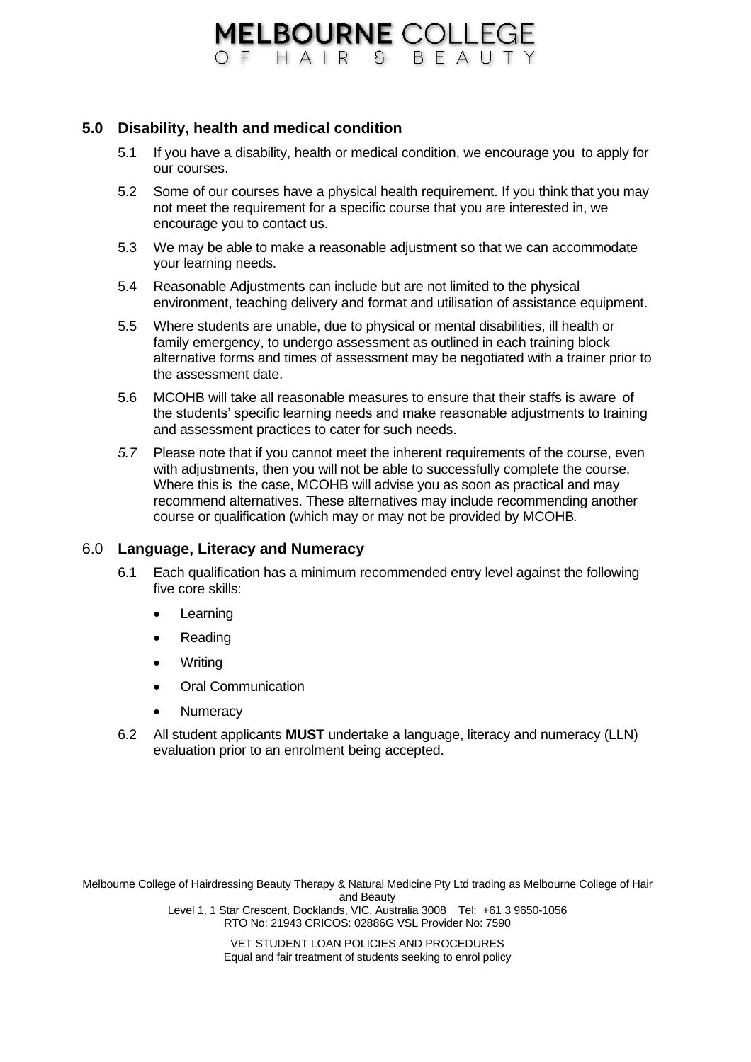## 5.0 Disability, health and medical condition

5.1 If you have a disability, health or medical condition, we encourage you to apply for our courses.

5.2 Some of our courses have a physical health requirement. If you think that you may not meet the requirement for a specific course that you are interested in, we encourage you to contact us.

5.3 We may be able to make a reasonable adjustment so that we can accommodate your learning needs.

5.4 Reasonable Adjustments can include but are not limited to the physical environment, teaching delivery and format and utilisation of assistance equipment.

5.5 Where students are unable, due to physical or mental disabilities, ill health or family emergency, to undergo assessment as outlined in each training block alternative forms and times of assessment may be negotiated with a trainer prior to the assessment date.

5.6 MCOHB will take all reasonable measures to ensure that their staffs is aware of the students' specific learning needs and make reasonable adjustments to training and assessment practices to cater for such needs.

*5.7* Please note that if you cannot meet the inherent requirements of the course, even with adjustments, then you will not be able to successfully complete the course. Where this is the case, MCOHB will advise you as soon as practical and may recommend alternatives. These alternatives may include recommending another course or qualification (which may or may not be provided by MCOHB*.*

## 6.0 Language, Literacy and Numeracy

6.1 Each qualification has a minimum recommended entry level against the following five core skills:

- Learning
- Reading
- Writing
- Oral Communication
- Numeracy

6.2 All student applicants **MUST** undertake a language, literacy and numeracy (LLN) evaluation prior to an enrolment being accepted.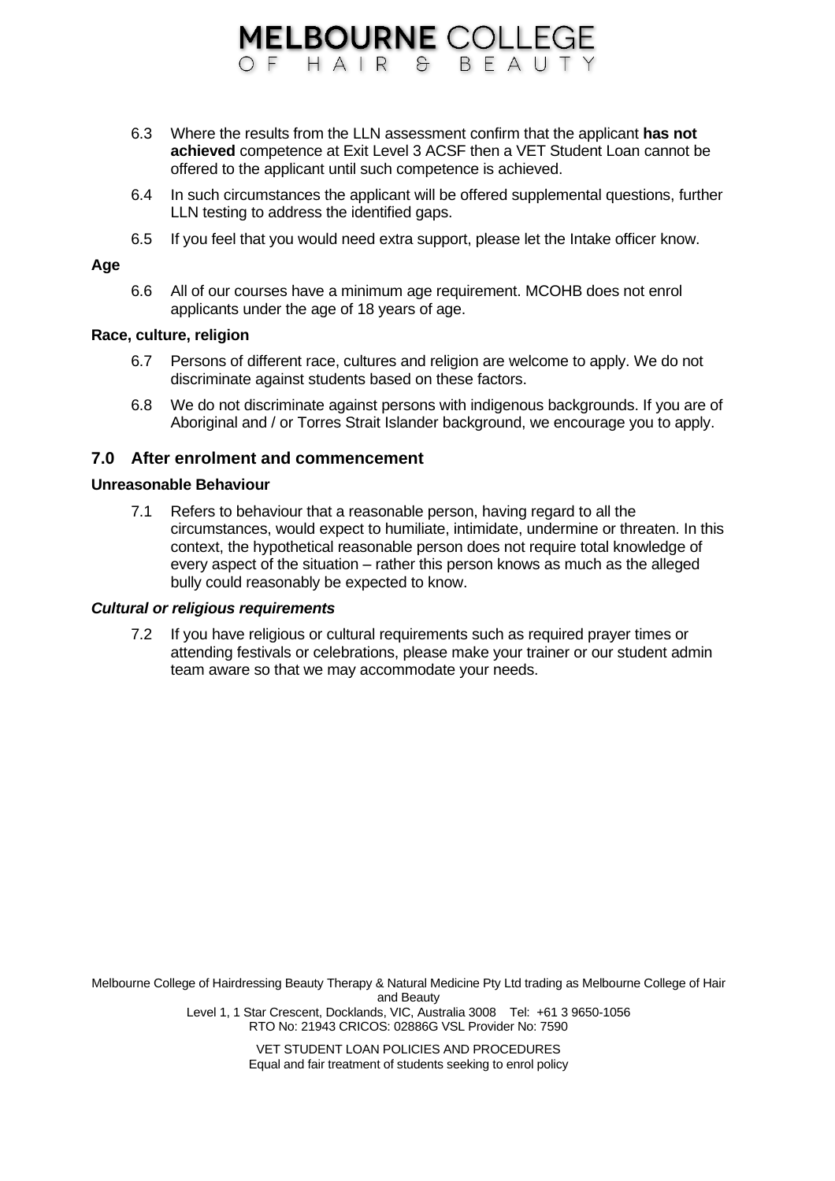6.3 Where the results from the LLN assessment confirm that the applicant **has not achieved** competence at Exit Level 3 ACSF then a VET Student Loan cannot be offered to the applicant until such competence is achieved.

6.4 In such circumstances the applicant will be offered supplemental questions, further LLN testing to address the identified gaps.

6.5 If you feel that you would need extra support, please let the Intake officer know.

**Age**

6.6 All of our courses have a minimum age requirement. MCOHB does not enrol applicants under the age of 18 years of age.

**Race, culture, religion**

6.7 Persons of different race, cultures and religion are welcome to apply. We do not discriminate against students based on these factors.

6.8 We do not discriminate against persons with indigenous backgrounds. If you are of Aboriginal and / or Torres Strait Islander background, we encourage you to apply.

## 7.0 After enrolment and commencement

**Unreasonable Behaviour**

7.1 Refers to behaviour that a reasonable person, having regard to all the circumstances, would expect to humiliate, intimidate, undermine or threaten. In this context, the hypothetical reasonable person does not require total knowledge of every aspect of the situation – rather this person knows as much as the alleged bully could reasonably be expected to know.

***Cultural or religious requirements***

7.2 If you have religious or cultural requirements such as required prayer times or attending festivals or celebrations, please make your trainer or our student admin team aware so that we may accommodate your needs.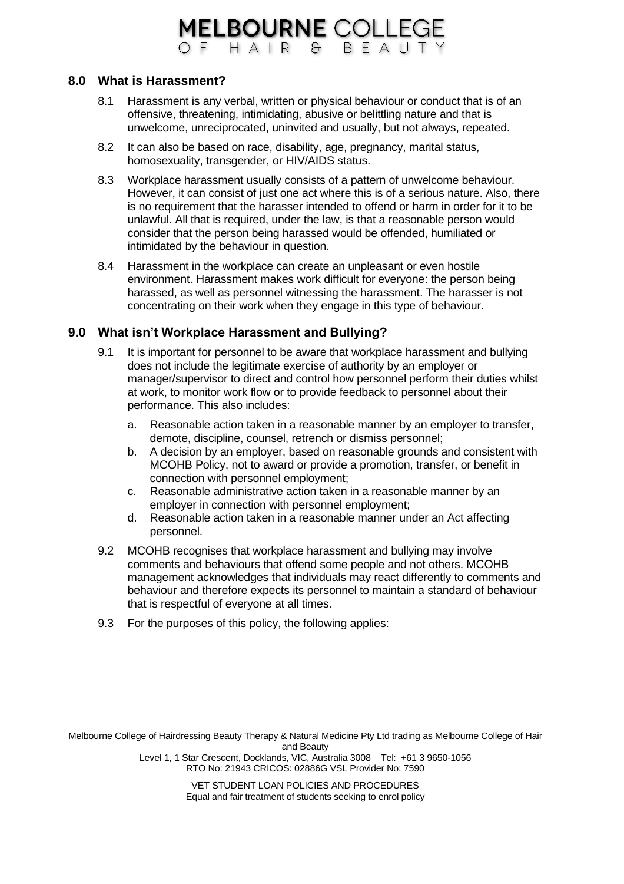## 8.0 What is Harassment?

8.1 Harassment is any verbal, written or physical behaviour or conduct that is of an offensive, threatening, intimidating, abusive or belittling nature and that is unwelcome, unreciprocated, uninvited and usually, but not always, repeated.

8.2 It can also be based on race, disability, age, pregnancy, marital status, homosexuality, transgender, or HIV/AIDS status.

8.3 Workplace harassment usually consists of a pattern of unwelcome behaviour. However, it can consist of just one act where this is of a serious nature. Also, there is no requirement that the harasser intended to offend or harm in order for it to be unlawful. All that is required, under the law, is that a reasonable person would consider that the person being harassed would be offended, humiliated or intimidated by the behaviour in question.

8.4 Harassment in the workplace can create an unpleasant or even hostile environment. Harassment makes work difficult for everyone: the person being harassed, as well as personnel witnessing the harassment. The harasser is not concentrating on their work when they engage in this type of behaviour.

## 9.0 What isn't Workplace Harassment and Bullying?

9.1 It is important for personnel to be aware that workplace harassment and bullying does not include the legitimate exercise of authority by an employer or manager/supervisor to direct and control how personnel perform their duties whilst at work, to monitor work flow or to provide feedback to personnel about their performance. This also includes:

a. Reasonable action taken in a reasonable manner by an employer to transfer, demote, discipline, counsel, retrench or dismiss personnel;
b. A decision by an employer, based on reasonable grounds and consistent with MCOHB Policy, not to award or provide a promotion, transfer, or benefit in connection with personnel employment;
c. Reasonable administrative action taken in a reasonable manner by an employer in connection with personnel employment;
d. Reasonable action taken in a reasonable manner under an Act affecting personnel.

9.2 MCOHB recognises that workplace harassment and bullying may involve comments and behaviours that offend some people and not others. MCOHB management acknowledges that individuals may react differently to comments and behaviour and therefore expects its personnel to maintain a standard of behaviour that is respectful of everyone at all times.

9.3 For the purposes of this policy, the following applies: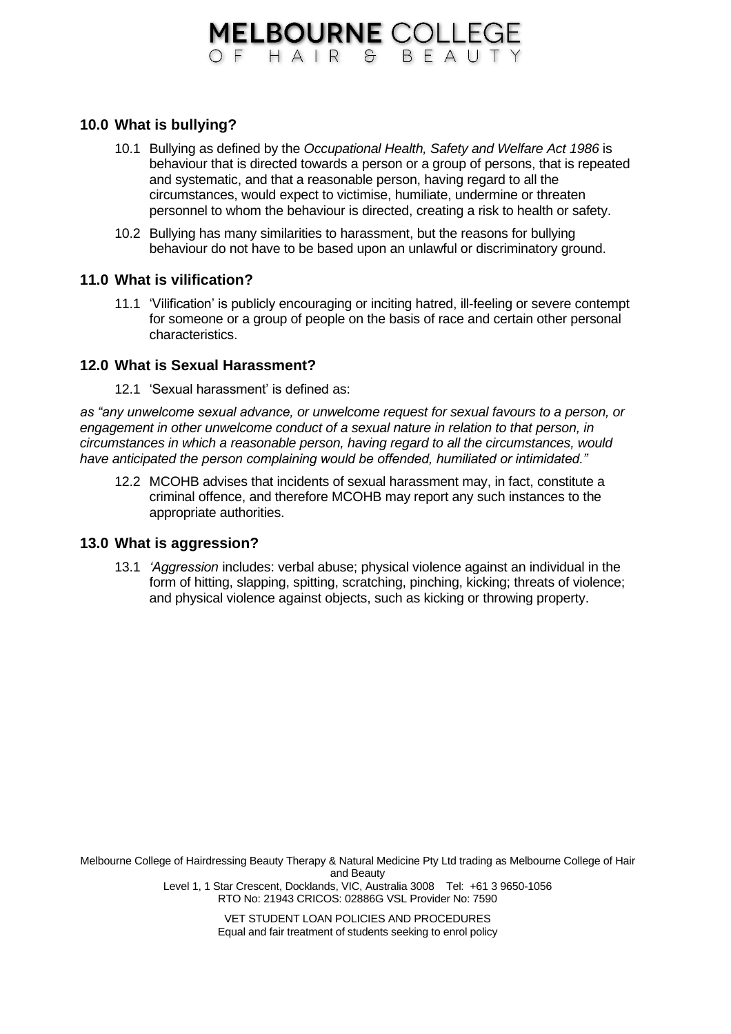## 10.0 What is bullying?

10.1 Bullying as defined by the *Occupational Health, Safety and Welfare Act 1986* is behaviour that is directed towards a person or a group of persons, that is repeated and systematic, and that a reasonable person, having regard to all the circumstances, would expect to victimise, humiliate, undermine or threaten personnel to whom the behaviour is directed, creating a risk to health or safety.

10.2 Bullying has many similarities to harassment, but the reasons for bullying behaviour do not have to be based upon an unlawful or discriminatory ground.

## 11.0 What is vilification?

11.1 'Vilification' is publicly encouraging or inciting hatred, ill-feeling or severe contempt for someone or a group of people on the basis of race and certain other personal characteristics.

## 12.0 What is Sexual Harassment?

12.1 'Sexual harassment' is defined as:

*as "any unwelcome sexual advance, or unwelcome request for sexual favours to a person, or engagement in other unwelcome conduct of a sexual nature in relation to that person, in circumstances in which a reasonable person, having regard to all the circumstances, would have anticipated the person complaining would be offended, humiliated or intimidated."*

12.2 MCOHB advises that incidents of sexual harassment may, in fact, constitute a criminal offence, and therefore MCOHB may report any such instances to the appropriate authorities.

## 13.0 What is aggression?

13.1 *'Aggression* includes: verbal abuse; physical violence against an individual in the form of hitting, slapping, spitting, scratching, pinching, kicking; threats of violence; and physical violence against objects, such as kicking or throwing property.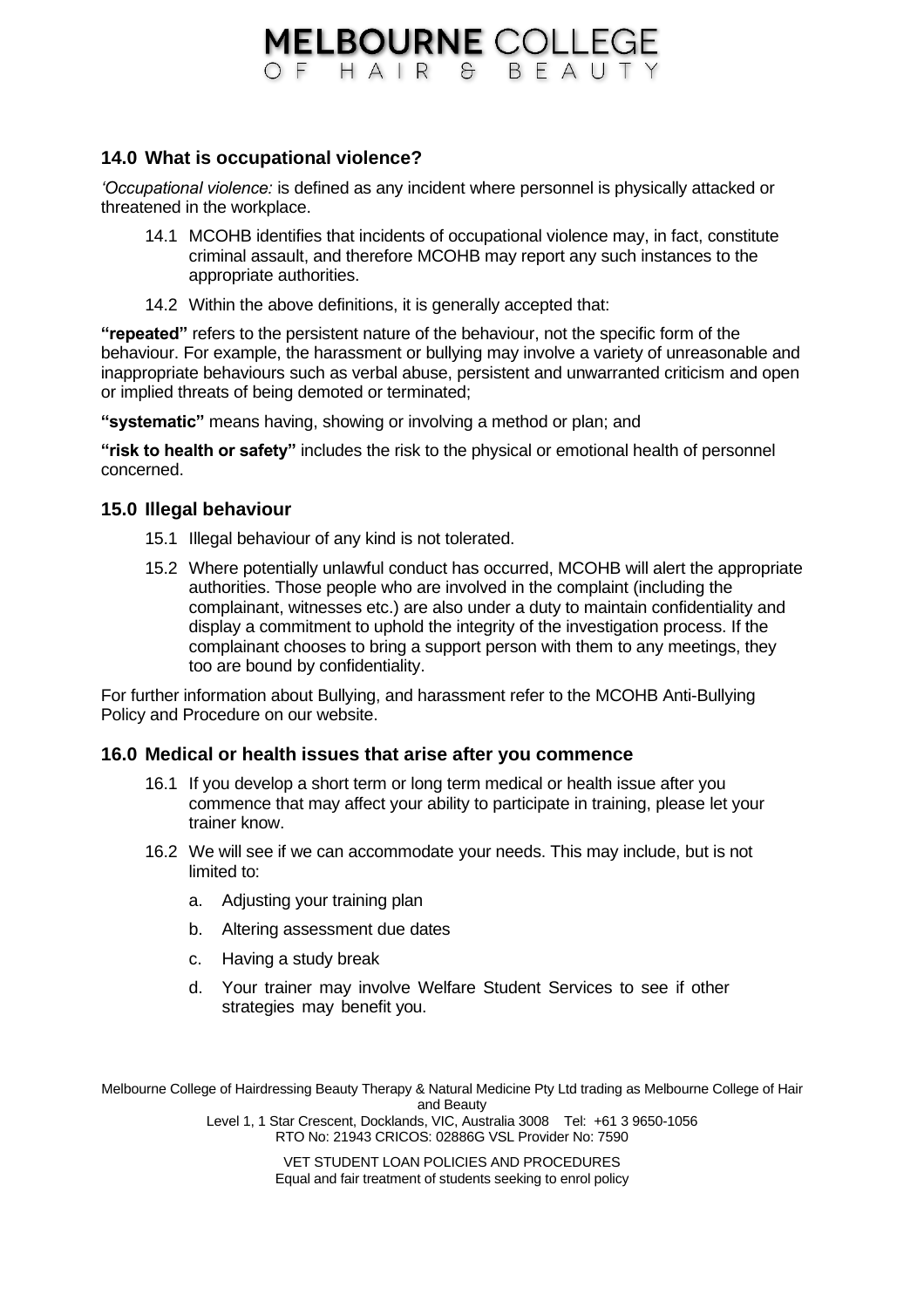## 14.0 What is occupational violence?

*'Occupational violence:* is defined as any incident where personnel is physically attacked or threatened in the workplace.

14.1 MCOHB identifies that incidents of occupational violence may, in fact, constitute criminal assault, and therefore MCOHB may report any such instances to the appropriate authorities.

14.2 Within the above definitions, it is generally accepted that:

**"repeated"** refers to the persistent nature of the behaviour, not the specific form of the behaviour. For example, the harassment or bullying may involve a variety of unreasonable and inappropriate behaviours such as verbal abuse, persistent and unwarranted criticism and open or implied threats of being demoted or terminated;

**"systematic"** means having, showing or involving a method or plan; and

**"risk to health or safety"** includes the risk to the physical or emotional health of personnel concerned.

## 15.0 Illegal behaviour

15.1 Illegal behaviour of any kind is not tolerated.

15.2 Where potentially unlawful conduct has occurred, MCOHB will alert the appropriate authorities. Those people who are involved in the complaint (including the complainant, witnesses etc.) are also under a duty to maintain confidentiality and display a commitment to uphold the integrity of the investigation process. If the complainant chooses to bring a support person with them to any meetings, they too are bound by confidentiality.

For further information about Bullying, and harassment refer to the MCOHB Anti-Bullying Policy and Procedure on our website.

## 16.0 Medical or health issues that arise after you commence

16.1 If you develop a short term or long term medical or health issue after you commence that may affect your ability to participate in training, please let your trainer know.

16.2 We will see if we can accommodate your needs. This may include, but is not limited to:

a. Adjusting your training plan

b. Altering assessment due dates

c. Having a study break

d. Your trainer may involve Welfare Student Services to see if other strategies may benefit you.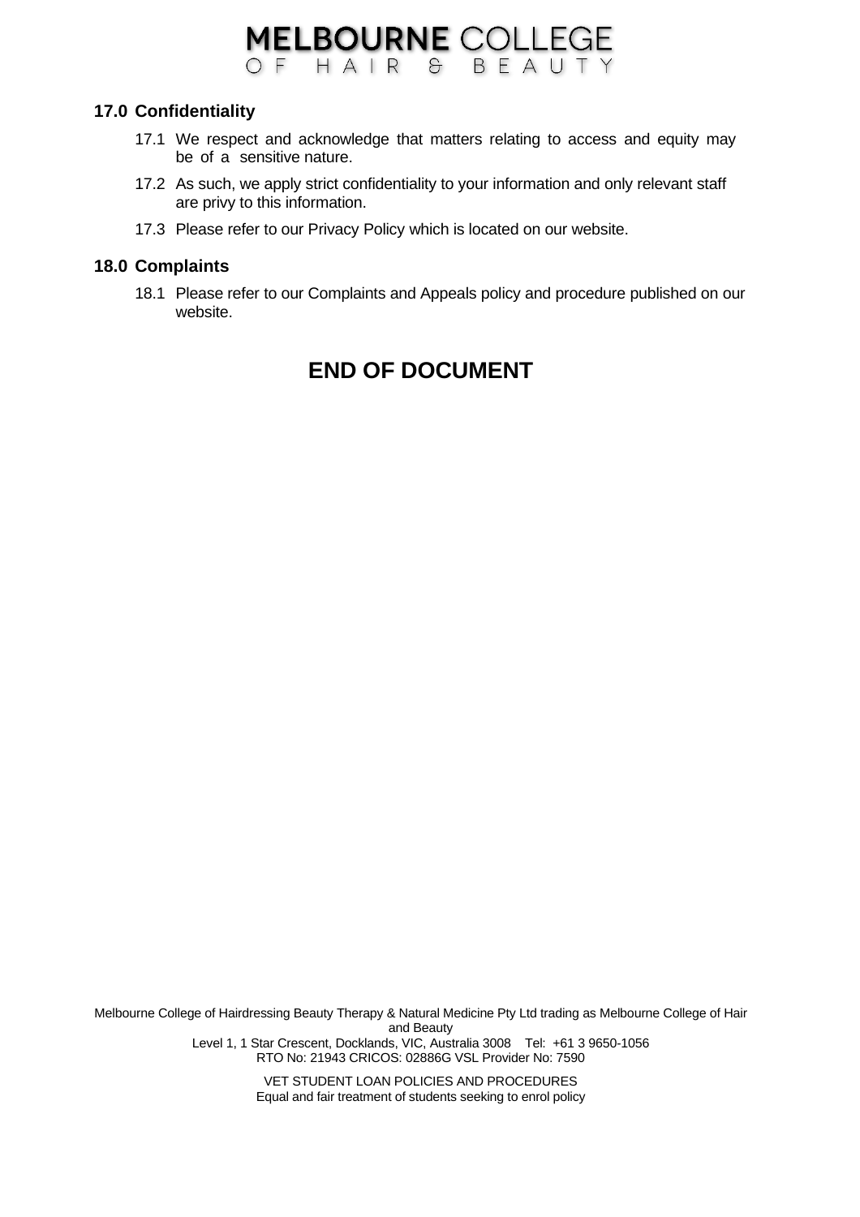## 17.0 Confidentiality

17.1 We respect and acknowledge that matters relating to access and equity may be of a sensitive nature.

17.2 As such, we apply strict confidentiality to your information and only relevant staff are privy to this information.

17.3 Please refer to our Privacy Policy which is located on our website.

## 18.0 Complaints

18.1 Please refer to our Complaints and Appeals policy and procedure published on our website.

# END OF DOCUMENT